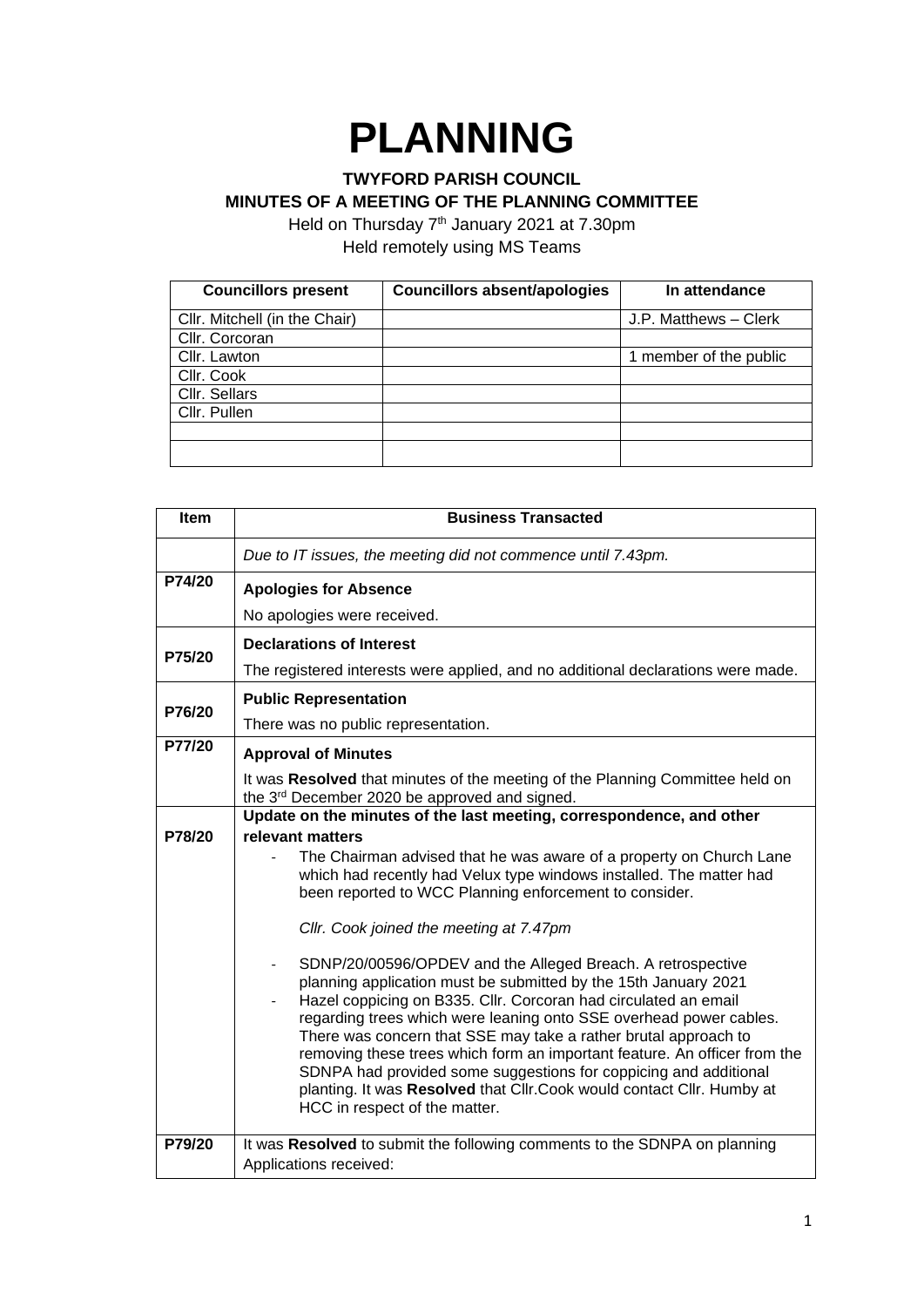# PLANNING

**TWYFORD PARISH COUNCIL**
**MINUTES OF A MEETING OF THE PLANNING COMMITTEE**

Held on Thursday 7th January 2021 at 7.30pm
Held remotely using MS Teams

| Councillors present | Councillors absent/apologies | In attendance |
|---|---|---|
| Cllr. Mitchell (in the Chair) | | J.P. Matthews – Clerk |
| Cllr. Corcoran | | |
| Cllr. Lawton | | 1 member of the public |
| Cllr. Cook | | |
| Cllr. Sellars | | |
| Cllr. Pullen | | |
| | | |
| | | |

| Item | Business Transacted |
|---|---|
| | *Due to IT issues, the meeting did not commence until 7.43pm.* |
| P74/20 | **Apologies for Absence**<br>No apologies were received. |
| P75/20 | **Declarations of Interest**<br>The registered interests were applied, and no additional declarations were made. |
| P76/20 | **Public Representation**<br>There was no public representation. |
| P77/20 | **Approval of Minutes**<br>It was **Resolved** that minutes of the meeting of the Planning Committee held on the 3rd December 2020 be approved and signed. |
| P78/20 | **Update on the minutes of the last meeting, correspondence, and other relevant matters**<br>- The Chairman advised that he was aware of a property on Church Lane which had recently had Velux type windows installed. The matter had been reported to WCC Planning enforcement to consider.<br><br>*Cllr. Cook joined the meeting at 7.47pm*<br><br>- SDNP/20/00596/OPDEV and the Alleged Breach. A retrospective planning application must be submitted by the 15th January 2021<br>- Hazel coppicing on B335. Cllr. Corcoran had circulated an email regarding trees which were leaning onto SSE overhead power cables. There was concern that SSE may take a rather brutal approach to removing these trees which form an important feature. An officer from the SDNPA had provided some suggestions for coppicing and additional planting. It was **Resolved** that Cllr.Cook would contact Cllr. Humby at HCC in respect of the matter. |
| P79/20 | It was **Resolved** to submit the following comments to the SDNPA on planning Applications received: |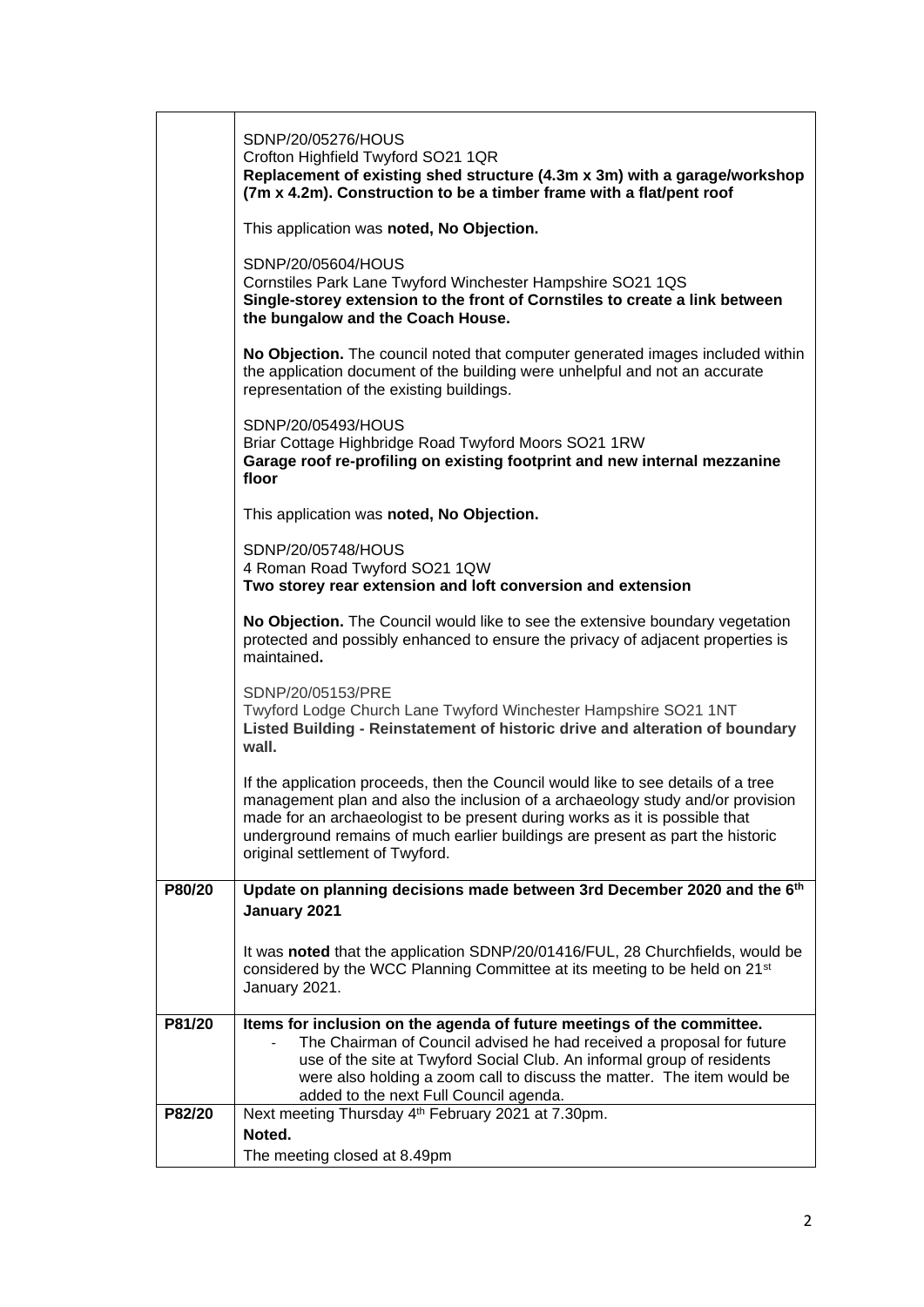| | |
|---|---|
| | SDNP/20/05276/HOUS<br>Crofton Highfield Twyford SO21 1QR<br>**Replacement of existing shed structure (4.3m x 3m) with a garage/workshop (7m x 4.2m). Construction to be a timber frame with a flat/pent roof**<br><br>This application was **noted, No Objection.**<br><br>SDNP/20/05604/HOUS<br>Cornstiles Park Lane Twyford Winchester Hampshire SO21 1QS<br>**Single-storey extension to the front of Cornstiles to create a link between the bungalow and the Coach House.**<br><br>**No Objection.** The council noted that computer generated images included within the application document of the building were unhelpful and not an accurate representation of the existing buildings.<br><br>SDNP/20/05493/HOUS<br>Briar Cottage Highbridge Road Twyford Moors SO21 1RW<br>**Garage roof re-profiling on existing footprint and new internal mezzanine floor**<br><br>This application was **noted, No Objection.**<br><br>SDNP/20/05748/HOUS<br>4 Roman Road Twyford SO21 1QW<br>**Two storey rear extension and loft conversion and extension**<br><br>**No Objection.** The Council would like to see the extensive boundary vegetation protected and possibly enhanced to ensure the privacy of adjacent properties is maintained**.**<br><br>SDNP/20/05153/PRE<br>Twyford Lodge Church Lane Twyford Winchester Hampshire SO21 1NT<br>**Listed Building - Reinstatement of historic drive and alteration of boundary wall.**<br><br>If the application proceeds, then the Council would like to see details of a tree management plan and also the inclusion of a archaeology study and/or provision made for an archaeologist to be present during works as it is possible that underground remains of much earlier buildings are present as part the historic original settlement of Twyford. |
| **P80/20** | **Update on planning decisions made between 3rd December 2020 and the 6th January 2021**<br><br>It was **noted** that the application SDNP/20/01416/FUL, 28 Churchfields, would be considered by the WCC Planning Committee at its meeting to be held on 21st January 2021. |
| **P81/20** | **Items for inclusion on the agenda of future meetings of the committee.**<br>- The Chairman of Council advised he had received a proposal for future use of the site at Twyford Social Club. An informal group of residents were also holding a zoom call to discuss the matter. The item would be added to the next Full Council agenda. |
| **P82/20** | Next meeting Thursday 4th February 2021 at 7.30pm.<br>**Noted.**<br>The meeting closed at 8.49pm |